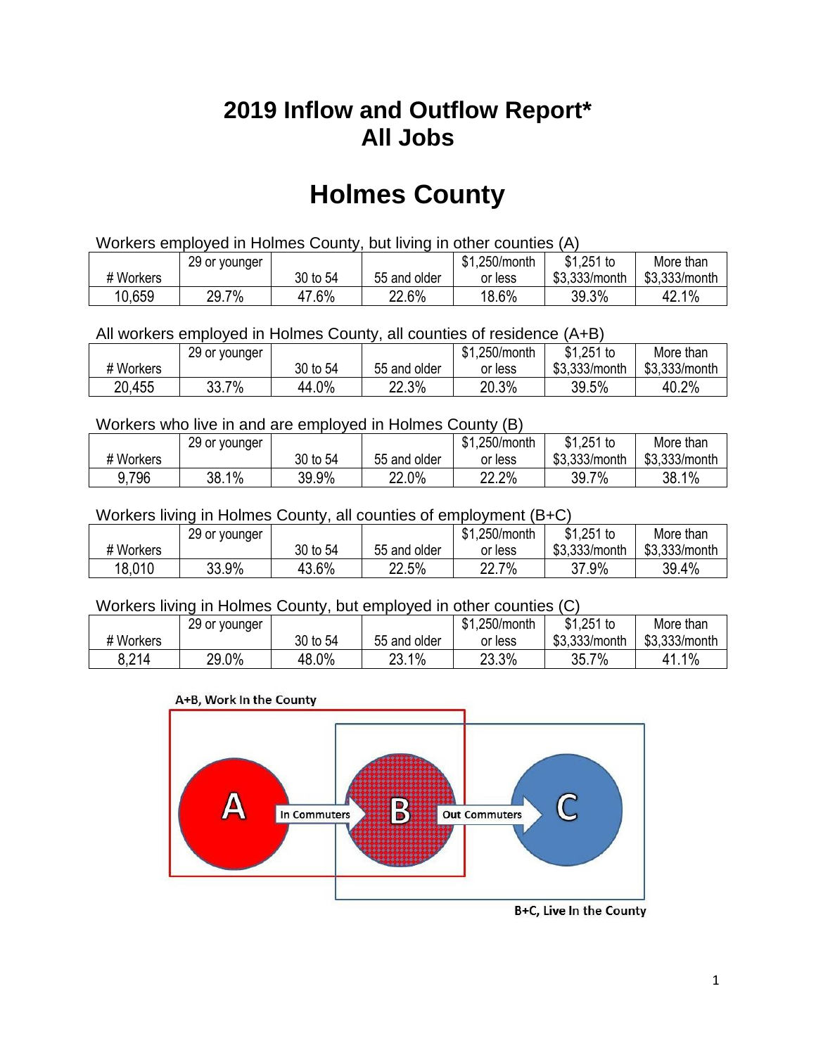# 2019 Inflow and Outflow Report*
# All Jobs

# Holmes County

Workers employed in Holmes County, but living in other counties (A)

| # Workers | 29 or younger | 30 to 54 | 55 and older | $1,250/month or less | $1,251 to $3,333/month | More than $3,333/month |
|---|---|---|---|---|---|---|
| 10,659 | 29.7% | 47.6% | 22.6% | 18.6% | 39.3% | 42.1% |

All workers employed in Holmes County, all counties of residence (A+B)

| # Workers | 29 or younger | 30 to 54 | 55 and older | $1,250/month or less | $1,251 to $3,333/month | More than $3,333/month |
|---|---|---|---|---|---|---|
| 20,455 | 33.7% | 44.0% | 22.3% | 20.3% | 39.5% | 40.2% |

Workers who live in and are employed in Holmes County (B)

| # Workers | 29 or younger | 30 to 54 | 55 and older | $1,250/month or less | $1,251 to $3,333/month | More than $3,333/month |
|---|---|---|---|---|---|---|
| 9,796 | 38.1% | 39.9% | 22.0% | 22.2% | 39.7% | 38.1% |

Workers living in Holmes County, all counties of employment (B+C)

| # Workers | 29 or younger | 30 to 54 | 55 and older | $1,250/month or less | $1,251 to $3,333/month | More than $3,333/month |
|---|---|---|---|---|---|---|
| 18,010 | 33.9% | 43.6% | 22.5% | 22.7% | 37.9% | 39.4% |

Workers living in Holmes County, but employed in other counties (C)

| # Workers | 29 or younger | 30 to 54 | 55 and older | $1,250/month or less | $1,251 to $3,333/month | More than $3,333/month |
|---|---|---|---|---|---|---|
| 8,214 | 29.0% | 48.0% | 23.1% | 23.3% | 35.7% | 41.1% |

A+B, Work In the County

A → In Commuters → B → Out Commuters → C

B+C, Live In the County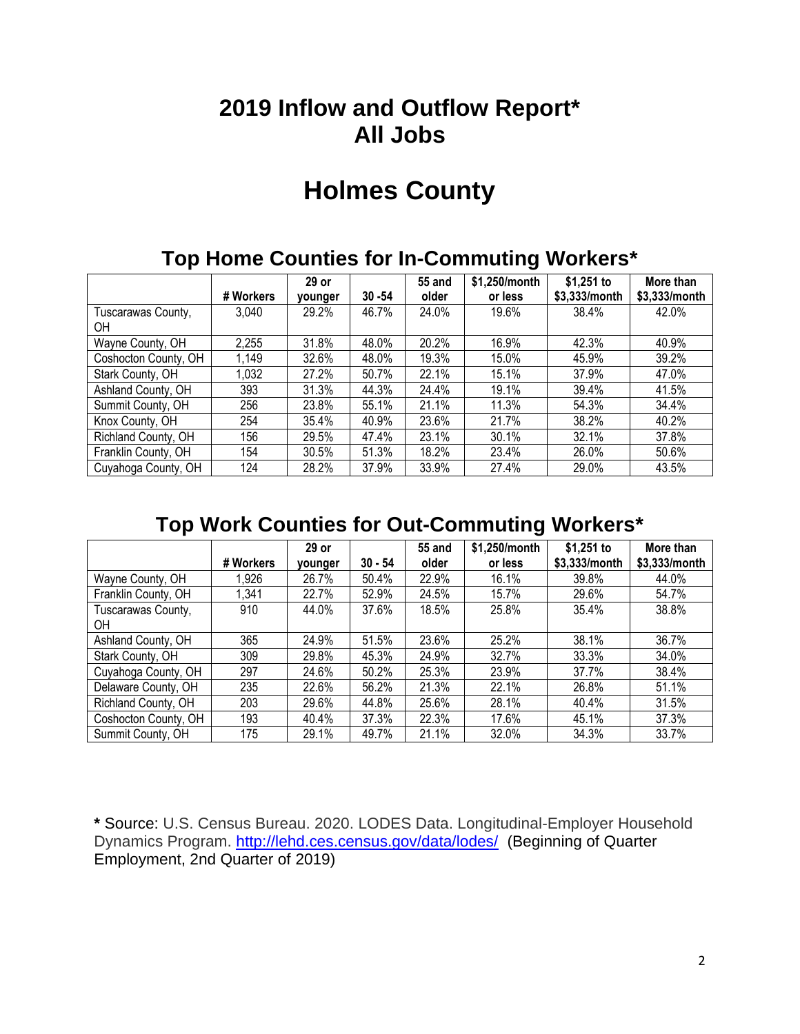# 2019 Inflow and Outflow Report*
# All Jobs

# Holmes County

## Top Home Counties for In-Commuting Workers*

| | # Workers | 29 or younger | 30 -54 | 55 and older | $1,250/month or less | $1,251 to $3,333/month | More than $3,333/month |
|---|---|---|---|---|---|---|---|
| Tuscarawas County, OH | 3,040 | 29.2% | 46.7% | 24.0% | 19.6% | 38.4% | 42.0% |
| Wayne County, OH | 2,255 | 31.8% | 48.0% | 20.2% | 16.9% | 42.3% | 40.9% |
| Coshocton County, OH | 1,149 | 32.6% | 48.0% | 19.3% | 15.0% | 45.9% | 39.2% |
| Stark County, OH | 1,032 | 27.2% | 50.7% | 22.1% | 15.1% | 37.9% | 47.0% |
| Ashland County, OH | 393 | 31.3% | 44.3% | 24.4% | 19.1% | 39.4% | 41.5% |
| Summit County, OH | 256 | 23.8% | 55.1% | 21.1% | 11.3% | 54.3% | 34.4% |
| Knox County, OH | 254 | 35.4% | 40.9% | 23.6% | 21.7% | 38.2% | 40.2% |
| Richland County, OH | 156 | 29.5% | 47.4% | 23.1% | 30.1% | 32.1% | 37.8% |
| Franklin County, OH | 154 | 30.5% | 51.3% | 18.2% | 23.4% | 26.0% | 50.6% |
| Cuyahoga County, OH | 124 | 28.2% | 37.9% | 33.9% | 27.4% | 29.0% | 43.5% |

## Top Work Counties for Out-Commuting Workers*

| | # Workers | 29 or younger | 30 - 54 | 55 and older | $1,250/month or less | $1,251 to $3,333/month | More than $3,333/month |
|---|---|---|---|---|---|---|---|
| Wayne County, OH | 1,926 | 26.7% | 50.4% | 22.9% | 16.1% | 39.8% | 44.0% |
| Franklin County, OH | 1,341 | 22.7% | 52.9% | 24.5% | 15.7% | 29.6% | 54.7% |
| Tuscarawas County, OH | 910 | 44.0% | 37.6% | 18.5% | 25.8% | 35.4% | 38.8% |
| Ashland County, OH | 365 | 24.9% | 51.5% | 23.6% | 25.2% | 38.1% | 36.7% |
| Stark County, OH | 309 | 29.8% | 45.3% | 24.9% | 32.7% | 33.3% | 34.0% |
| Cuyahoga County, OH | 297 | 24.6% | 50.2% | 25.3% | 23.9% | 37.7% | 38.4% |
| Delaware County, OH | 235 | 22.6% | 56.2% | 21.3% | 22.1% | 26.8% | 51.1% |
| Richland County, OH | 203 | 29.6% | 44.8% | 25.6% | 28.1% | 40.4% | 31.5% |
| Coshocton County, OH | 193 | 40.4% | 37.3% | 22.3% | 17.6% | 45.1% | 37.3% |
| Summit County, OH | 175 | 29.1% | 49.7% | 21.1% | 32.0% | 34.3% | 33.7% |

**\*** Source: U.S. Census Bureau. 2020. LODES Data. Longitudinal-Employer Household Dynamics Program. http://lehd.ces.census.gov/data/lodes/ (Beginning of Quarter Employment, 2nd Quarter of 2019)